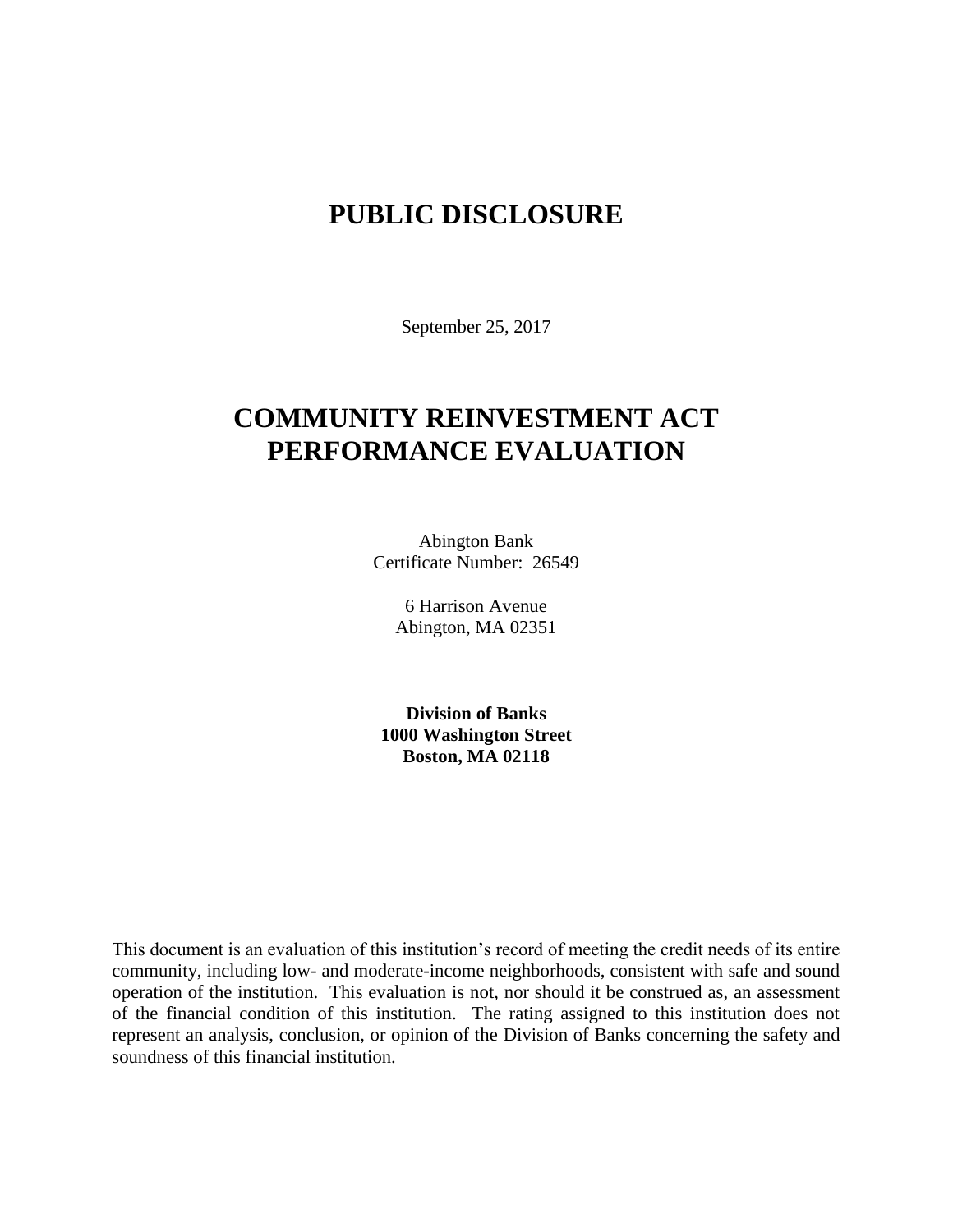# PUBLIC DISCLOSURE

September 25, 2017

# COMMUNITY REINVESTMENT ACT PERFORMANCE EVALUATION

Abington Bank
Certificate Number: 26549

6 Harrison Avenue
Abington, MA 02351

**Division of Banks**
**1000 Washington Street**
**Boston, MA 02118**

This document is an evaluation of this institution's record of meeting the credit needs of its entire community, including low- and moderate-income neighborhoods, consistent with safe and sound operation of the institution. This evaluation is not, nor should it be construed as, an assessment of the financial condition of this institution. The rating assigned to this institution does not represent an analysis, conclusion, or opinion of the Division of Banks concerning the safety and soundness of this financial institution.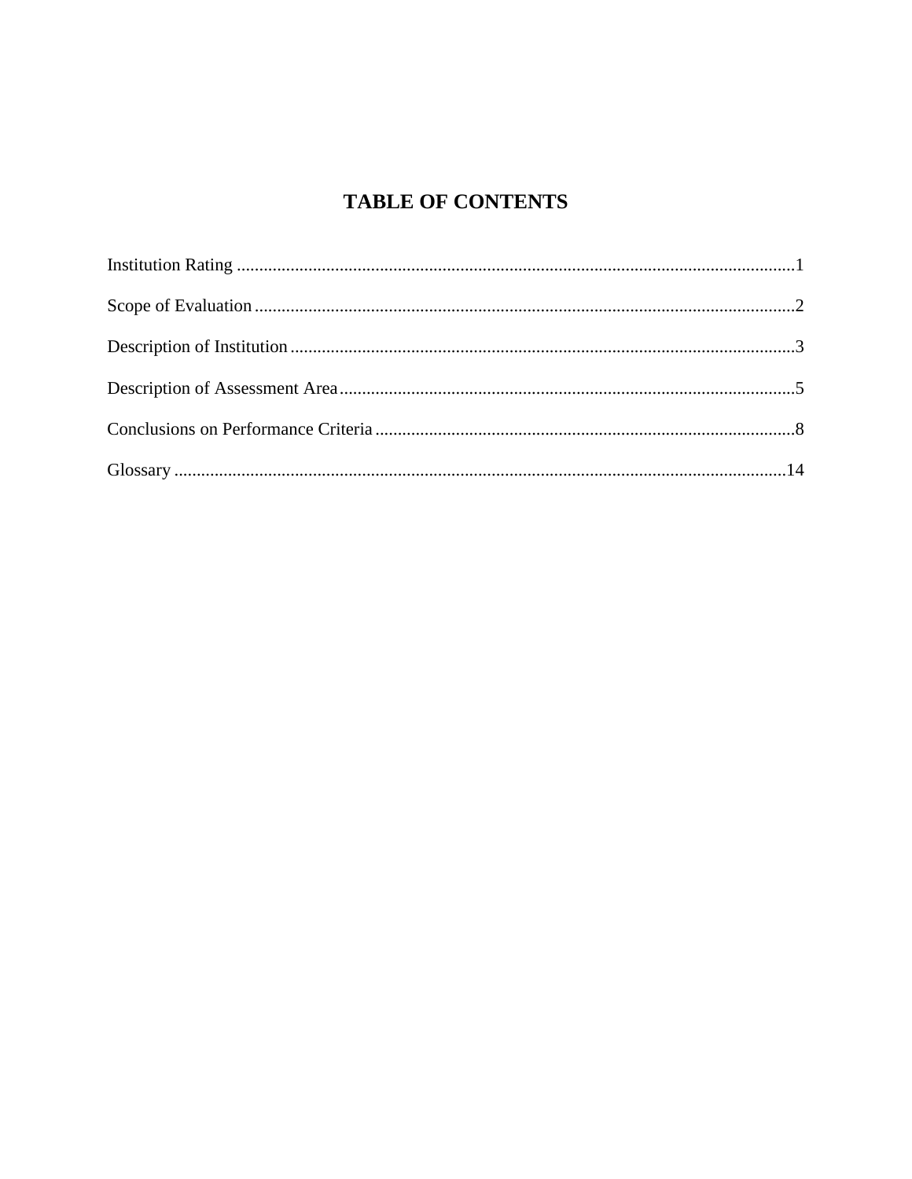# TABLE OF CONTENTS

Institution Rating ..........................................................................................................................1

Scope of Evaluation .......................................................................................................................2

Description of Institution ...............................................................................................................3

Description of Assessment Area .....................................................................................................5

Conclusions on Performance Criteria ............................................................................................8

Glossary .......................................................................................................................................14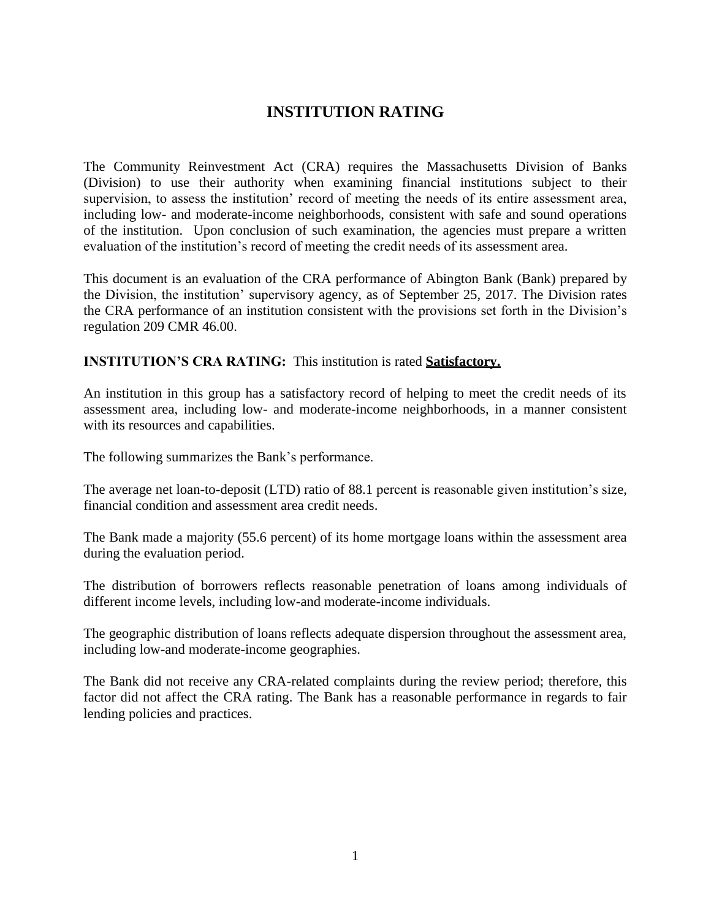# INSTITUTION RATING

The Community Reinvestment Act (CRA) requires the Massachusetts Division of Banks (Division) to use their authority when examining financial institutions subject to their supervision, to assess the institution' record of meeting the needs of its entire assessment area, including low- and moderate-income neighborhoods, consistent with safe and sound operations of the institution. Upon conclusion of such examination, the agencies must prepare a written evaluation of the institution's record of meeting the credit needs of its assessment area.

This document is an evaluation of the CRA performance of Abington Bank (Bank) prepared by the Division, the institution' supervisory agency, as of September 25, 2017. The Division rates the CRA performance of an institution consistent with the provisions set forth in the Division's regulation 209 CMR 46.00.

**INSTITUTION'S CRA RATING:** This institution is rated **Satisfactory.**

An institution in this group has a satisfactory record of helping to meet the credit needs of its assessment area, including low- and moderate-income neighborhoods, in a manner consistent with its resources and capabilities.

The following summarizes the Bank's performance.

The average net loan-to-deposit (LTD) ratio of 88.1 percent is reasonable given institution's size, financial condition and assessment area credit needs.

The Bank made a majority (55.6 percent) of its home mortgage loans within the assessment area during the evaluation period.

The distribution of borrowers reflects reasonable penetration of loans among individuals of different income levels, including low-and moderate-income individuals.

The geographic distribution of loans reflects adequate dispersion throughout the assessment area, including low-and moderate-income geographies.

The Bank did not receive any CRA-related complaints during the review period; therefore, this factor did not affect the CRA rating. The Bank has a reasonable performance in regards to fair lending policies and practices.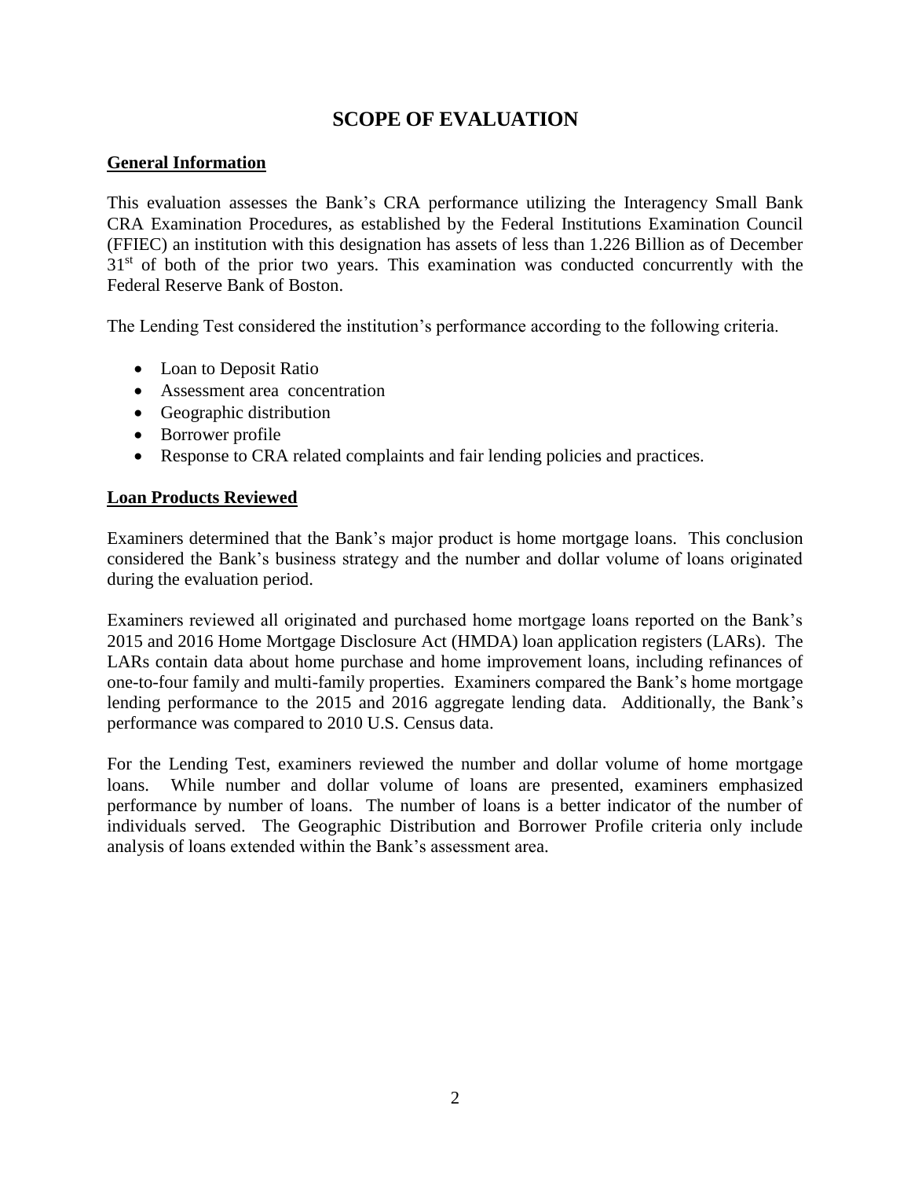# SCOPE OF EVALUATION

## General Information

This evaluation assesses the Bank's CRA performance utilizing the Interagency Small Bank CRA Examination Procedures, as established by the Federal Institutions Examination Council (FFIEC) an institution with this designation has assets of less than 1.226 Billion as of December 31st of both of the prior two years. This examination was conducted concurrently with the Federal Reserve Bank of Boston.

The Lending Test considered the institution's performance according to the following criteria.

- Loan to Deposit Ratio
- Assessment area concentration
- Geographic distribution
- Borrower profile
- Response to CRA related complaints and fair lending policies and practices.

## Loan Products Reviewed

Examiners determined that the Bank's major product is home mortgage loans. This conclusion considered the Bank's business strategy and the number and dollar volume of loans originated during the evaluation period.

Examiners reviewed all originated and purchased home mortgage loans reported on the Bank's 2015 and 2016 Home Mortgage Disclosure Act (HMDA) loan application registers (LARs). The LARs contain data about home purchase and home improvement loans, including refinances of one-to-four family and multi-family properties. Examiners compared the Bank's home mortgage lending performance to the 2015 and 2016 aggregate lending data. Additionally, the Bank's performance was compared to 2010 U.S. Census data.

For the Lending Test, examiners reviewed the number and dollar volume of home mortgage loans. While number and dollar volume of loans are presented, examiners emphasized performance by number of loans. The number of loans is a better indicator of the number of individuals served. The Geographic Distribution and Borrower Profile criteria only include analysis of loans extended within the Bank's assessment area.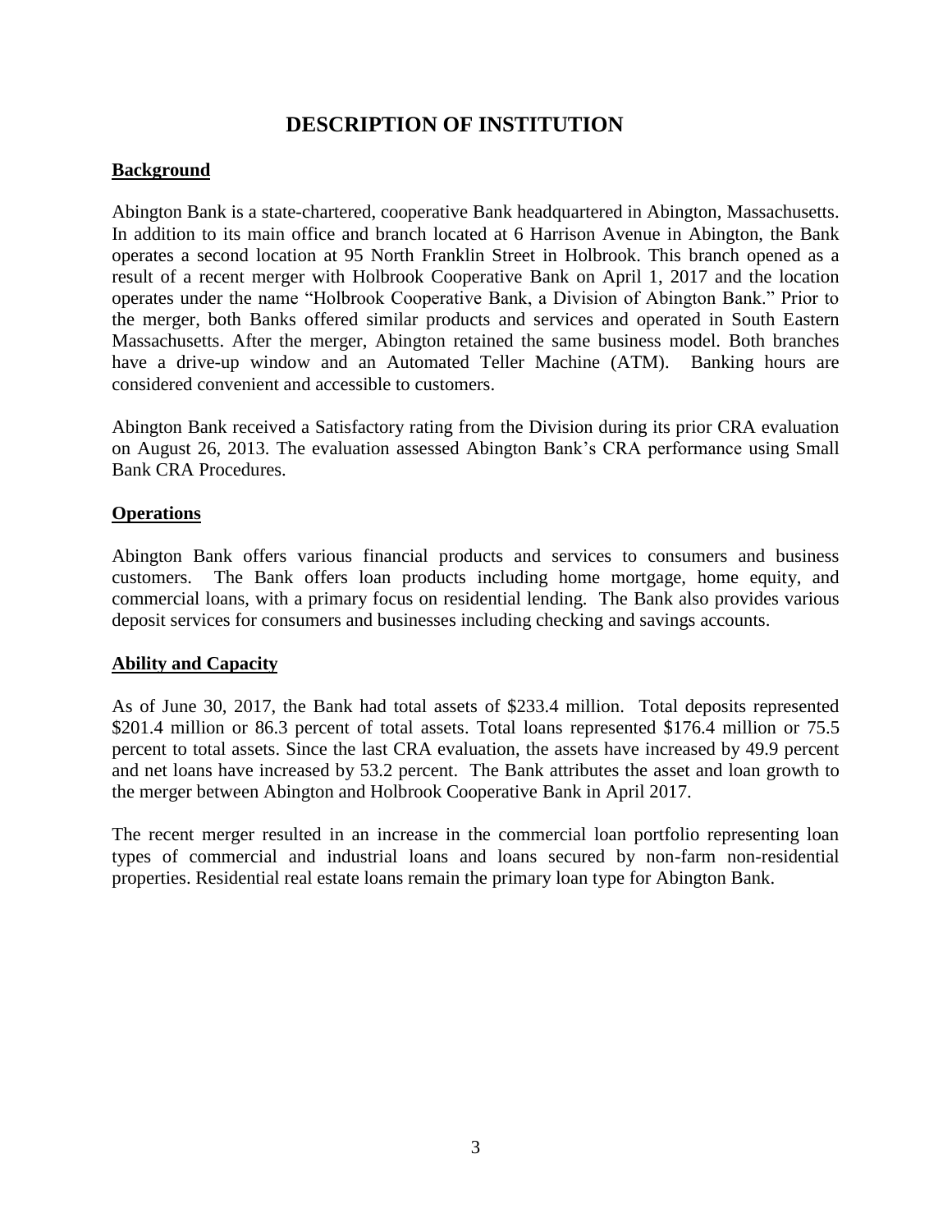# DESCRIPTION OF INSTITUTION

**Background**

Abington Bank is a state-chartered, cooperative Bank headquartered in Abington, Massachusetts. In addition to its main office and branch located at 6 Harrison Avenue in Abington, the Bank operates a second location at 95 North Franklin Street in Holbrook. This branch opened as a result of a recent merger with Holbrook Cooperative Bank on April 1, 2017 and the location operates under the name "Holbrook Cooperative Bank, a Division of Abington Bank." Prior to the merger, both Banks offered similar products and services and operated in South Eastern Massachusetts. After the merger, Abington retained the same business model. Both branches have a drive-up window and an Automated Teller Machine (ATM). Banking hours are considered convenient and accessible to customers.

Abington Bank received a Satisfactory rating from the Division during its prior CRA evaluation on August 26, 2013. The evaluation assessed Abington Bank's CRA performance using Small Bank CRA Procedures.

**Operations**

Abington Bank offers various financial products and services to consumers and business customers. The Bank offers loan products including home mortgage, home equity, and commercial loans, with a primary focus on residential lending. The Bank also provides various deposit services for consumers and businesses including checking and savings accounts.

**Ability and Capacity**

As of June 30, 2017, the Bank had total assets of $233.4 million. Total deposits represented $201.4 million or 86.3 percent of total assets. Total loans represented $176.4 million or 75.5 percent to total assets. Since the last CRA evaluation, the assets have increased by 49.9 percent and net loans have increased by 53.2 percent. The Bank attributes the asset and loan growth to the merger between Abington and Holbrook Cooperative Bank in April 2017.

The recent merger resulted in an increase in the commercial loan portfolio representing loan types of commercial and industrial loans and loans secured by non-farm non-residential properties. Residential real estate loans remain the primary loan type for Abington Bank.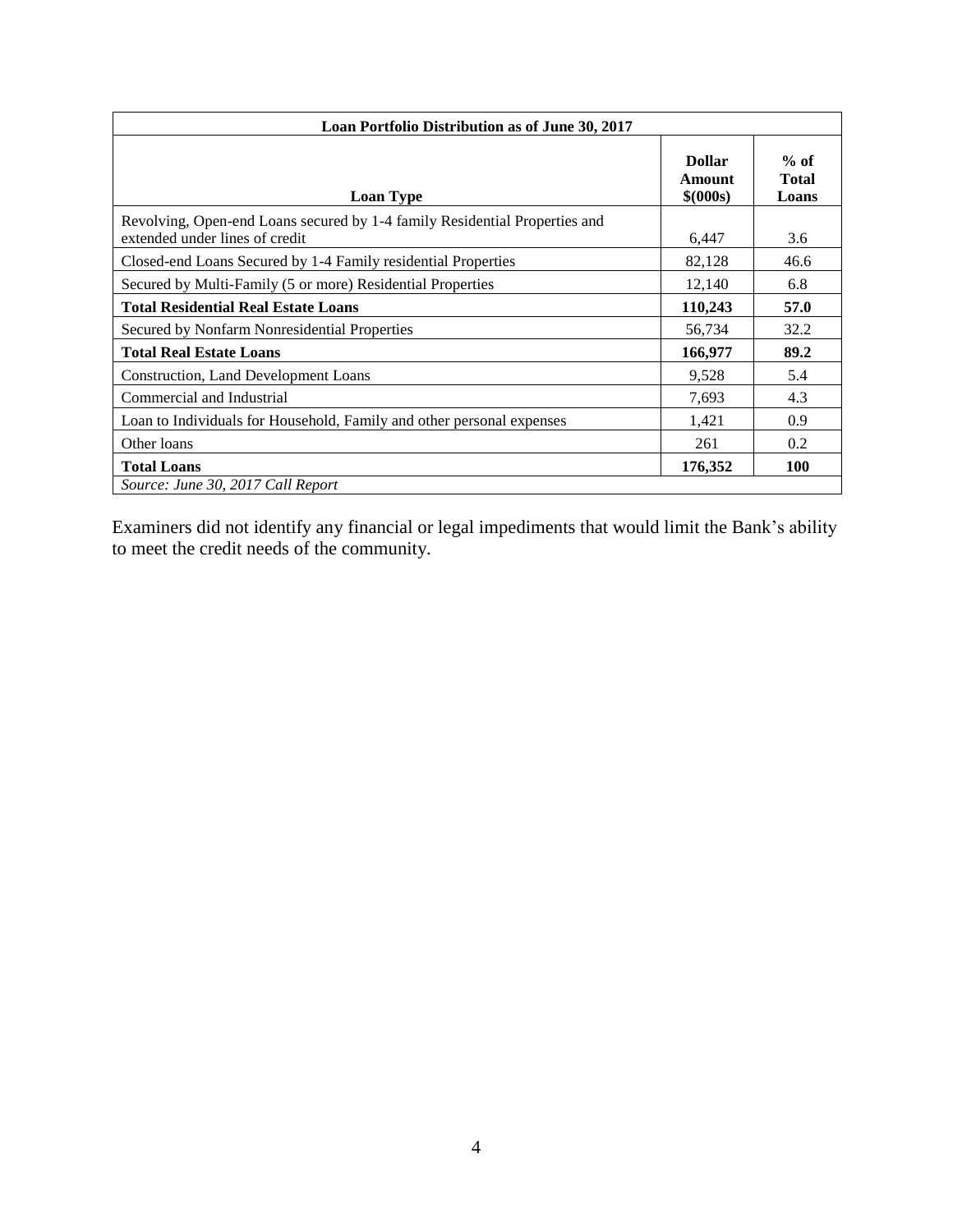| Loan Portfolio Distribution as of June 30, 2017 | | |
|---|---|---|
| **Loan Type** | **Dollar Amount $(000s)** | **% of Total Loans** |
| Revolving, Open-end Loans secured by 1-4 family Residential Properties and extended under lines of credit | 6,447 | 3.6 |
| Closed-end Loans Secured by 1-4 Family residential Properties | 82,128 | 46.6 |
| Secured by Multi-Family (5 or more) Residential Properties | 12,140 | 6.8 |
| **Total Residential Real Estate Loans** | **110,243** | **57.0** |
| Secured by Nonfarm Nonresidential Properties | 56,734 | 32.2 |
| **Total Real Estate Loans** | **166,977** | **89.2** |
| Construction, Land Development Loans | 9,528 | 5.4 |
| Commercial and Industrial | 7,693 | 4.3 |
| Loan to Individuals for Household, Family and other personal expenses | 1,421 | 0.9 |
| Other loans | 261 | 0.2 |
| **Total Loans** | **176,352** | **100** |
| *Source: June 30, 2017 Call Report* | | |

Examiners did not identify any financial or legal impediments that would limit the Bank's ability to meet the credit needs of the community.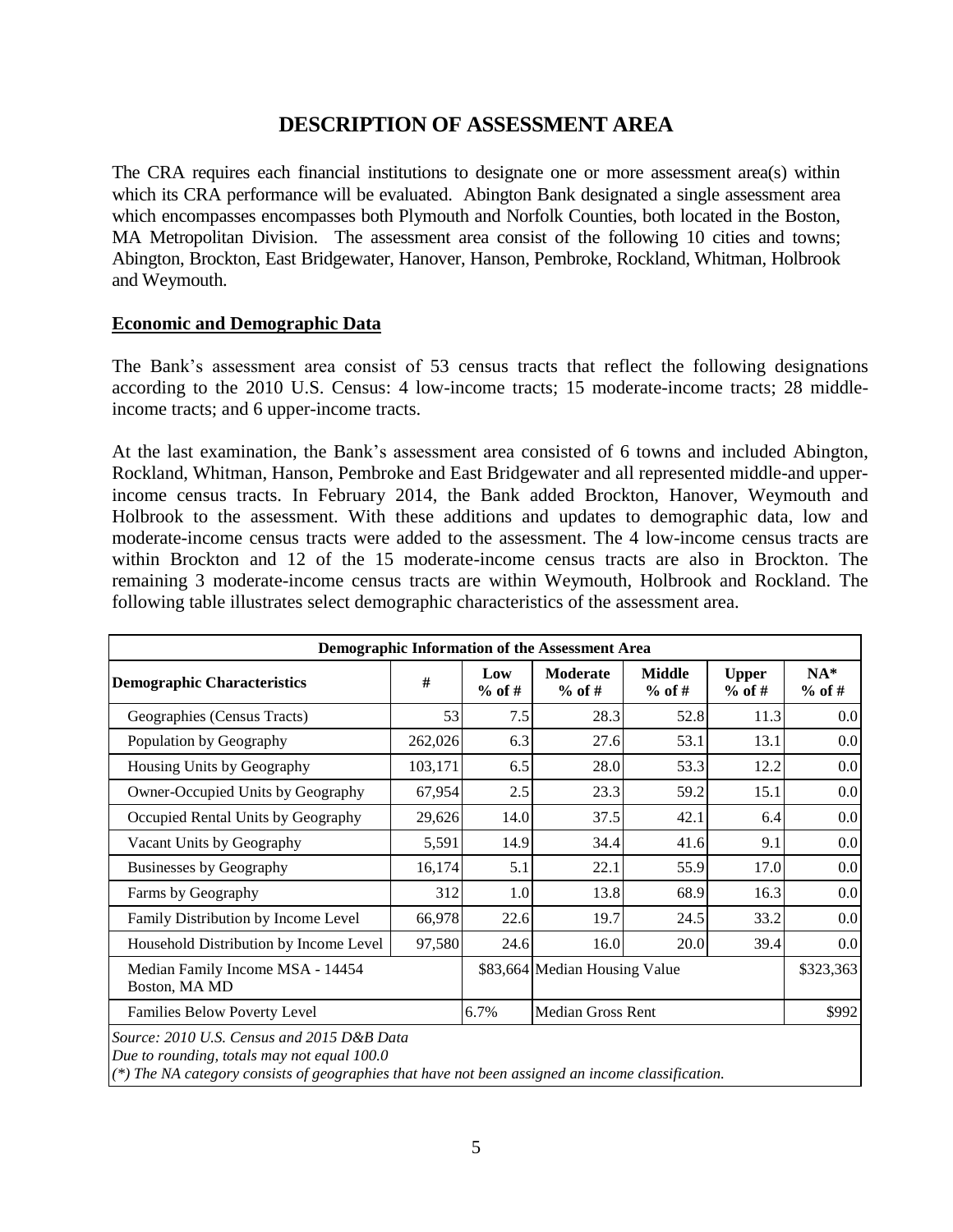# DESCRIPTION OF ASSESSMENT AREA

The CRA requires each financial institutions to designate one or more assessment area(s) within which its CRA performance will be evaluated. Abington Bank designated a single assessment area which encompasses encompasses both Plymouth and Norfolk Counties, both located in the Boston, MA Metropolitan Division. The assessment area consist of the following 10 cities and towns; Abington, Brockton, East Bridgewater, Hanover, Hanson, Pembroke, Rockland, Whitman, Holbrook and Weymouth.

## Economic and Demographic Data

The Bank's assessment area consist of 53 census tracts that reflect the following designations according to the 2010 U.S. Census: 4 low-income tracts; 15 moderate-income tracts; 28 middle-income tracts; and 6 upper-income tracts.

At the last examination, the Bank's assessment area consisted of 6 towns and included Abington, Rockland, Whitman, Hanson, Pembroke and East Bridgewater and all represented middle-and upper-income census tracts. In February 2014, the Bank added Brockton, Hanover, Weymouth and Holbrook to the assessment. With these additions and updates to demographic data, low and moderate-income census tracts were added to the assessment. The 4 low-income census tracts are within Brockton and 12 of the 15 moderate-income census tracts are also in Brockton. The remaining 3 moderate-income census tracts are within Weymouth, Holbrook and Rockland. The following table illustrates select demographic characteristics of the assessment area.

| Demographic Information of the Assessment Area | | | | | | |
|---|---|---|---|---|---|---|
| **Demographic Characteristics** | **#** | **Low % of #** | **Moderate % of #** | **Middle % of #** | **Upper % of #** | **NA* % of #** |
| Geographies (Census Tracts) | 53 | 7.5 | 28.3 | 52.8 | 11.3 | 0.0 |
| Population by Geography | 262,026 | 6.3 | 27.6 | 53.1 | 13.1 | 0.0 |
| Housing Units by Geography | 103,171 | 6.5 | 28.0 | 53.3 | 12.2 | 0.0 |
| Owner-Occupied Units by Geography | 67,954 | 2.5 | 23.3 | 59.2 | 15.1 | 0.0 |
| Occupied Rental Units by Geography | 29,626 | 14.0 | 37.5 | 42.1 | 6.4 | 0.0 |
| Vacant Units by Geography | 5,591 | 14.9 | 34.4 | 41.6 | 9.1 | 0.0 |
| Businesses by Geography | 16,174 | 5.1 | 22.1 | 55.9 | 17.0 | 0.0 |
| Farms by Geography | 312 | 1.0 | 13.8 | 68.9 | 16.3 | 0.0 |
| Family Distribution by Income Level | 66,978 | 22.6 | 19.7 | 24.5 | 33.2 | 0.0 |
| Household Distribution by Income Level | 97,580 | 24.6 | 16.0 | 20.0 | 39.4 | 0.0 |
| Median Family Income MSA - 14454 Boston, MA MD | | $83,664 | Median Housing Value | | | $323,363 |
| Families Below Poverty Level | | 6.7% | Median Gross Rent | | | $992 |

*Source: 2010 U.S. Census and 2015 D&B Data*
*Due to rounding, totals may not equal 100.0*
*(\*) The NA category consists of geographies that have not been assigned an income classification.*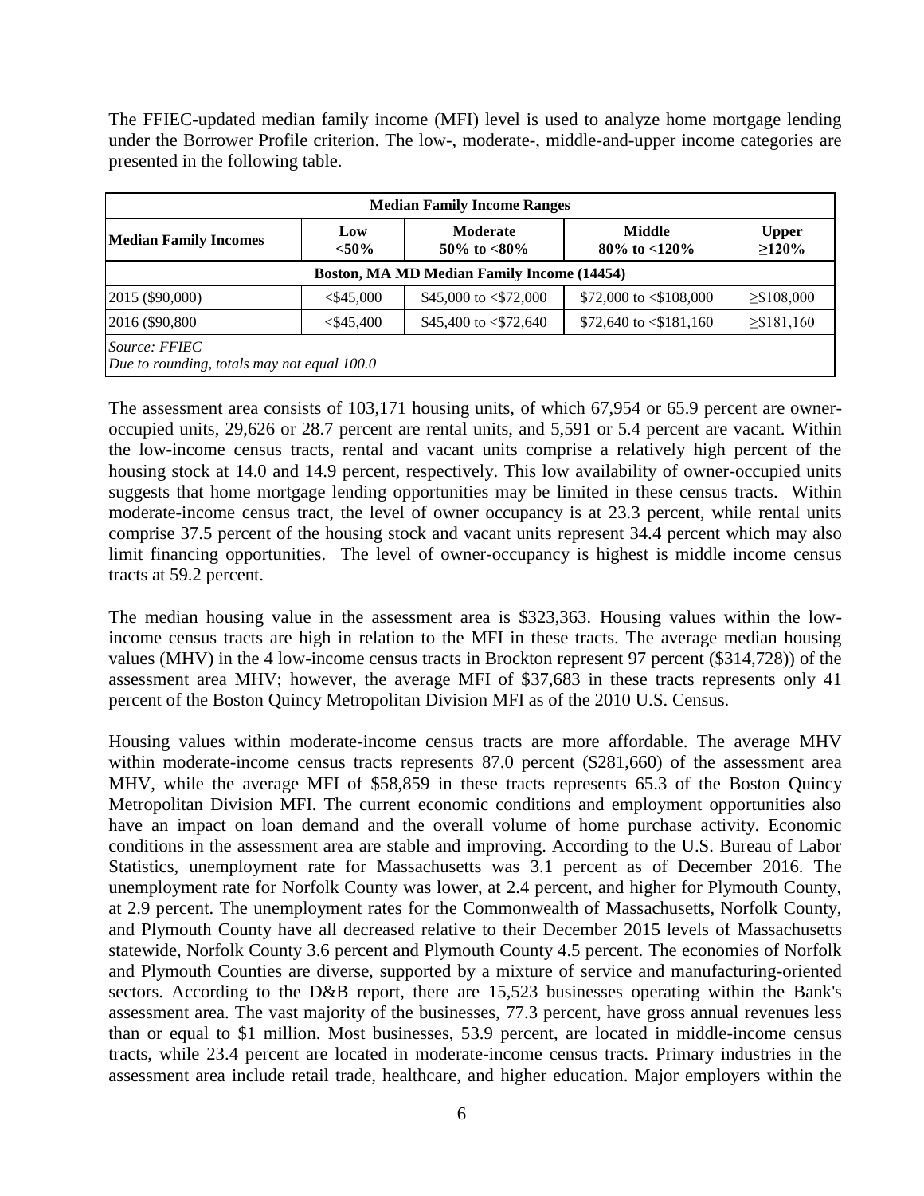The FFIEC-updated median family income (MFI) level is used to analyze home mortgage lending under the Borrower Profile criterion. The low-, moderate-, middle-and-upper income categories are presented in the following table.

| Median Family Income Ranges | | | | |
|---|---|---|---|---|
| **Median Family Incomes** | **Low <50%** | **Moderate 50% to <80%** | **Middle 80% to <120%** | **Upper ≥120%** |
| **Boston, MA MD Median Family Income (14454)** | | | | |
| 2015 ($90,000) | <$45,000 | $45,000 to <$72,000 | $72,000 to <$108,000 | ≥$108,000 |
| 2016 ($90,800 | <$45,400 | $45,400 to <$72,640 | $72,640 to <$181,160 | ≥$181,160 |
| *Source: FFIEC* *Due to rounding, totals may not equal 100.0* | | | | |

The assessment area consists of 103,171 housing units, of which 67,954 or 65.9 percent are owner-occupied units, 29,626 or 28.7 percent are rental units, and 5,591 or 5.4 percent are vacant. Within the low-income census tracts, rental and vacant units comprise a relatively high percent of the housing stock at 14.0 and 14.9 percent, respectively. This low availability of owner-occupied units suggests that home mortgage lending opportunities may be limited in these census tracts. Within moderate-income census tract, the level of owner occupancy is at 23.3 percent, while rental units comprise 37.5 percent of the housing stock and vacant units represent 34.4 percent which may also limit financing opportunities. The level of owner-occupancy is highest is middle income census tracts at 59.2 percent.

The median housing value in the assessment area is $323,363. Housing values within the low-income census tracts are high in relation to the MFI in these tracts. The average median housing values (MHV) in the 4 low-income census tracts in Brockton represent 97 percent ($314,728)) of the assessment area MHV; however, the average MFI of $37,683 in these tracts represents only 41 percent of the Boston Quincy Metropolitan Division MFI as of the 2010 U.S. Census.

Housing values within moderate-income census tracts are more affordable. The average MHV within moderate-income census tracts represents 87.0 percent ($281,660) of the assessment area MHV, while the average MFI of $58,859 in these tracts represents 65.3 of the Boston Quincy Metropolitan Division MFI. The current economic conditions and employment opportunities also have an impact on loan demand and the overall volume of home purchase activity. Economic conditions in the assessment area are stable and improving. According to the U.S. Bureau of Labor Statistics, unemployment rate for Massachusetts was 3.1 percent as of December 2016. The unemployment rate for Norfolk County was lower, at 2.4 percent, and higher for Plymouth County, at 2.9 percent. The unemployment rates for the Commonwealth of Massachusetts, Norfolk County, and Plymouth County have all decreased relative to their December 2015 levels of Massachusetts statewide, Norfolk County 3.6 percent and Plymouth County 4.5 percent. The economies of Norfolk and Plymouth Counties are diverse, supported by a mixture of service and manufacturing-oriented sectors. According to the D&B report, there are 15,523 businesses operating within the Bank's assessment area. The vast majority of the businesses, 77.3 percent, have gross annual revenues less than or equal to $1 million. Most businesses, 53.9 percent, are located in middle-income census tracts, while 23.4 percent are located in moderate-income census tracts. Primary industries in the assessment area include retail trade, healthcare, and higher education. Major employers within the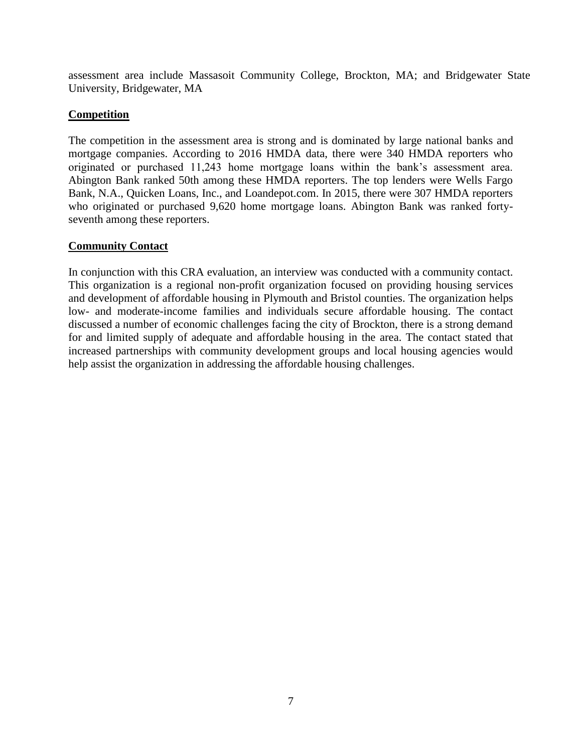assessment area include Massasoit Community College, Brockton, MA; and Bridgewater State University, Bridgewater, MA

**Competition**

The competition in the assessment area is strong and is dominated by large national banks and mortgage companies. According to 2016 HMDA data, there were 340 HMDA reporters who originated or purchased 11,243 home mortgage loans within the bank's assessment area. Abington Bank ranked 50th among these HMDA reporters. The top lenders were Wells Fargo Bank, N.A., Quicken Loans, Inc., and Loandepot.com. In 2015, there were 307 HMDA reporters who originated or purchased 9,620 home mortgage loans. Abington Bank was ranked forty-seventh among these reporters.

**Community Contact**

In conjunction with this CRA evaluation, an interview was conducted with a community contact. This organization is a regional non-profit organization focused on providing housing services and development of affordable housing in Plymouth and Bristol counties. The organization helps low- and moderate-income families and individuals secure affordable housing. The contact discussed a number of economic challenges facing the city of Brockton, there is a strong demand for and limited supply of adequate and affordable housing in the area. The contact stated that increased partnerships with community development groups and local housing agencies would help assist the organization in addressing the affordable housing challenges.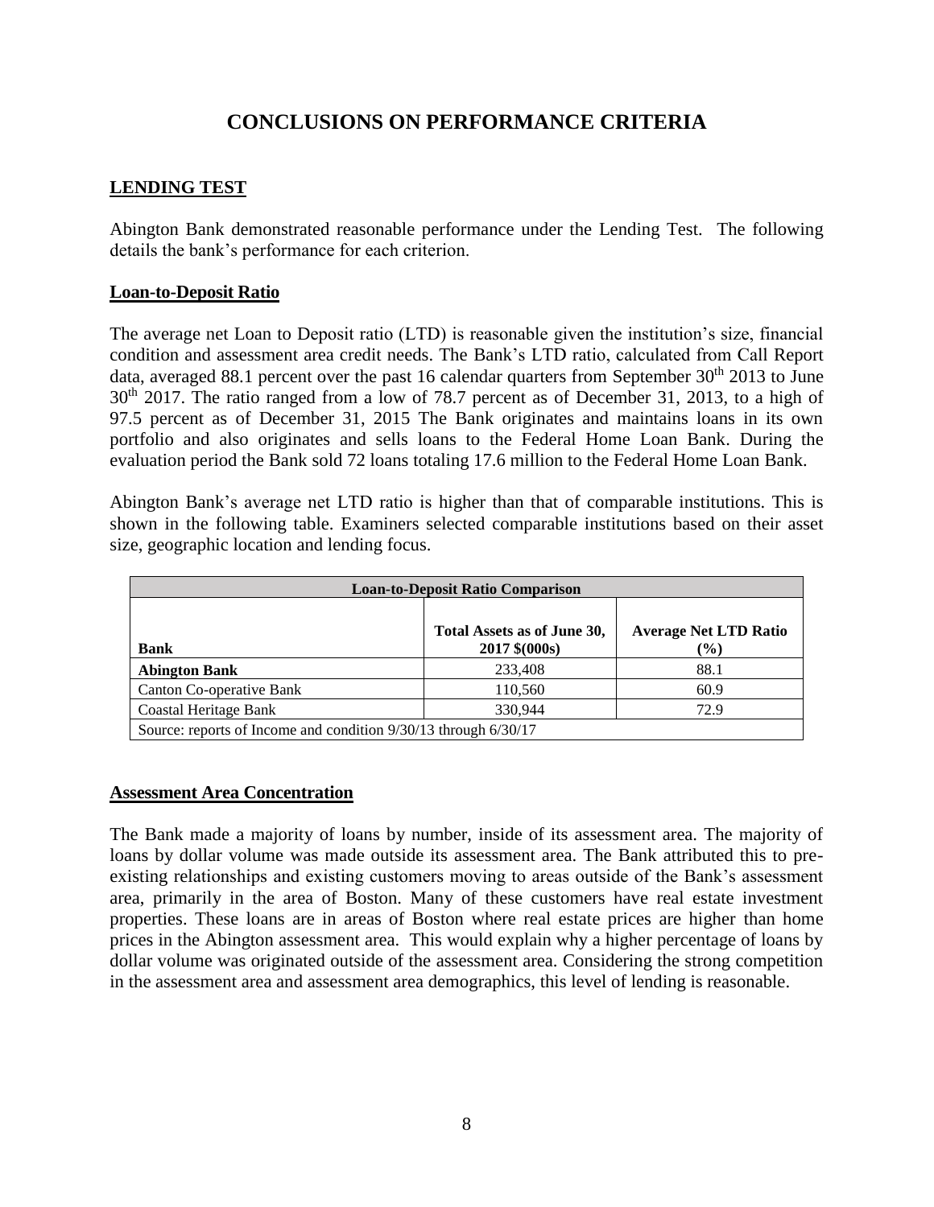# CONCLUSIONS ON PERFORMANCE CRITERIA

## LENDING TEST

Abington Bank demonstrated reasonable performance under the Lending Test. The following details the bank's performance for each criterion.

### Loan-to-Deposit Ratio

The average net Loan to Deposit ratio (LTD) is reasonable given the institution's size, financial condition and assessment area credit needs. The Bank's LTD ratio, calculated from Call Report data, averaged 88.1 percent over the past 16 calendar quarters from September 30th 2013 to June 30th 2017. The ratio ranged from a low of 78.7 percent as of December 31, 2013, to a high of 97.5 percent as of December 31, 2015 The Bank originates and maintains loans in its own portfolio and also originates and sells loans to the Federal Home Loan Bank. During the evaluation period the Bank sold 72 loans totaling 17.6 million to the Federal Home Loan Bank.

Abington Bank's average net LTD ratio is higher than that of comparable institutions. This is shown in the following table. Examiners selected comparable institutions based on their asset size, geographic location and lending focus.

| Loan-to-Deposit Ratio Comparison | | |
|---|---|---|
| **Bank** | **Total Assets as of June 30, 2017 $(000s)** | **Average Net LTD Ratio (%)** |
| **Abington Bank** | 233,408 | 88.1 |
| Canton Co-operative Bank | 110,560 | 60.9 |
| Coastal Heritage Bank | 330,944 | 72.9 |
| Source: reports of Income and condition 9/30/13 through 6/30/17 | | |

### Assessment Area Concentration

The Bank made a majority of loans by number, inside of its assessment area. The majority of loans by dollar volume was made outside its assessment area. The Bank attributed this to pre-existing relationships and existing customers moving to areas outside of the Bank's assessment area, primarily in the area of Boston. Many of these customers have real estate investment properties. These loans are in areas of Boston where real estate prices are higher than home prices in the Abington assessment area. This would explain why a higher percentage of loans by dollar volume was originated outside of the assessment area. Considering the strong competition in the assessment area and assessment area demographics, this level of lending is reasonable.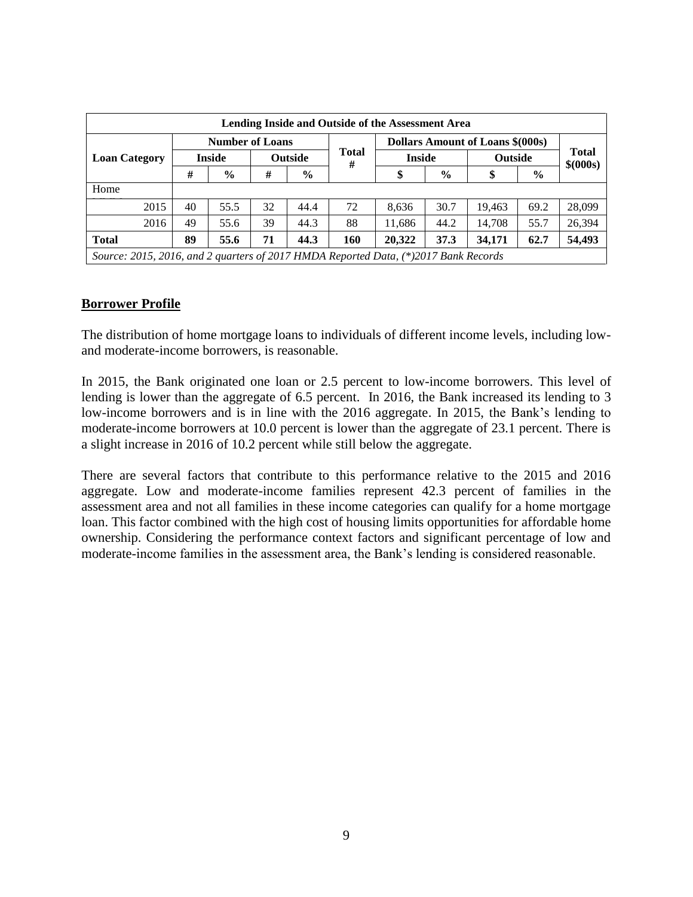| Lending Inside and Outside of the Assessment Area | | | | | | | | | | |
|---|---|---|---|---|---|---|---|---|---|---|
| Loan Category | Number of Loans | | | | Total # | Dollars Amount of Loans $(000s) | | | | Total $(000s) |
| | Inside | | Outside | | | Inside | | Outside | | |
| | # | % | # | % | | $ | % | $ | % | |
| Home | | | | | | | | | | |
| 2015 | 40 | 55.5 | 32 | 44.4 | 72 | 8,636 | 30.7 | 19,463 | 69.2 | 28,099 |
| 2016 | 49 | 55.6 | 39 | 44.3 | 88 | 11,686 | 44.2 | 14,708 | 55.7 | 26,394 |
| **Total** | **89** | **55.6** | **71** | **44.3** | **160** | **20,322** | **37.3** | **34,171** | **62.7** | **54,493** |

*Source: 2015, 2016, and 2 quarters of 2017 HMDA Reported Data, (*)2017 Bank Records*

## Borrower Profile

The distribution of home mortgage loans to individuals of different income levels, including low- and moderate-income borrowers, is reasonable.

In 2015, the Bank originated one loan or 2.5 percent to low-income borrowers. This level of lending is lower than the aggregate of 6.5 percent. In 2016, the Bank increased its lending to 3 low-income borrowers and is in line with the 2016 aggregate. In 2015, the Bank's lending to moderate-income borrowers at 10.0 percent is lower than the aggregate of 23.1 percent. There is a slight increase in 2016 of 10.2 percent while still below the aggregate.

There are several factors that contribute to this performance relative to the 2015 and 2016 aggregate. Low and moderate-income families represent 42.3 percent of families in the assessment area and not all families in these income categories can qualify for a home mortgage loan. This factor combined with the high cost of housing limits opportunities for affordable home ownership. Considering the performance context factors and significant percentage of low and moderate-income families in the assessment area, the Bank's lending is considered reasonable.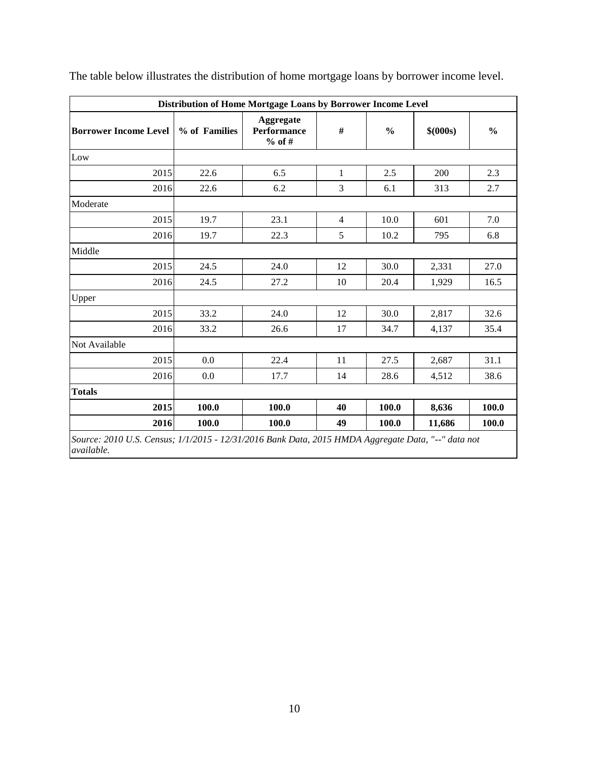The table below illustrates the distribution of home mortgage loans by borrower income level.

| Distribution of Home Mortgage Loans by Borrower Income Level | | | | | | |
|---|---|---|---|---|---|---|
| **Borrower Income Level** | **% of Families** | **Aggregate Performance % of #** | **#** | **%** | **$(000s)** | **%** |
| Low | | | | | | |
| 2015 | 22.6 | 6.5 | 1 | 2.5 | 200 | 2.3 |
| 2016 | 22.6 | 6.2 | 3 | 6.1 | 313 | 2.7 |
| Moderate | | | | | | |
| 2015 | 19.7 | 23.1 | 4 | 10.0 | 601 | 7.0 |
| 2016 | 19.7 | 22.3 | 5 | 10.2 | 795 | 6.8 |
| Middle | | | | | | |
| 2015 | 24.5 | 24.0 | 12 | 30.0 | 2,331 | 27.0 |
| 2016 | 24.5 | 27.2 | 10 | 20.4 | 1,929 | 16.5 |
| Upper | | | | | | |
| 2015 | 33.2 | 24.0 | 12 | 30.0 | 2,817 | 32.6 |
| 2016 | 33.2 | 26.6 | 17 | 34.7 | 4,137 | 35.4 |
| Not Available | | | | | | |
| 2015 | 0.0 | 22.4 | 11 | 27.5 | 2,687 | 31.1 |
| 2016 | 0.0 | 17.7 | 14 | 28.6 | 4,512 | 38.6 |
| **Totals** | | | | | | |
| **2015** | **100.0** | **100.0** | **40** | **100.0** | **8,636** | **100.0** |
| **2016** | **100.0** | **100.0** | **49** | **100.0** | **11,686** | **100.0** |

*Source: 2010 U.S. Census; 1/1/2015 - 12/31/2016 Bank Data, 2015 HMDA Aggregate Data, "--" data not available.*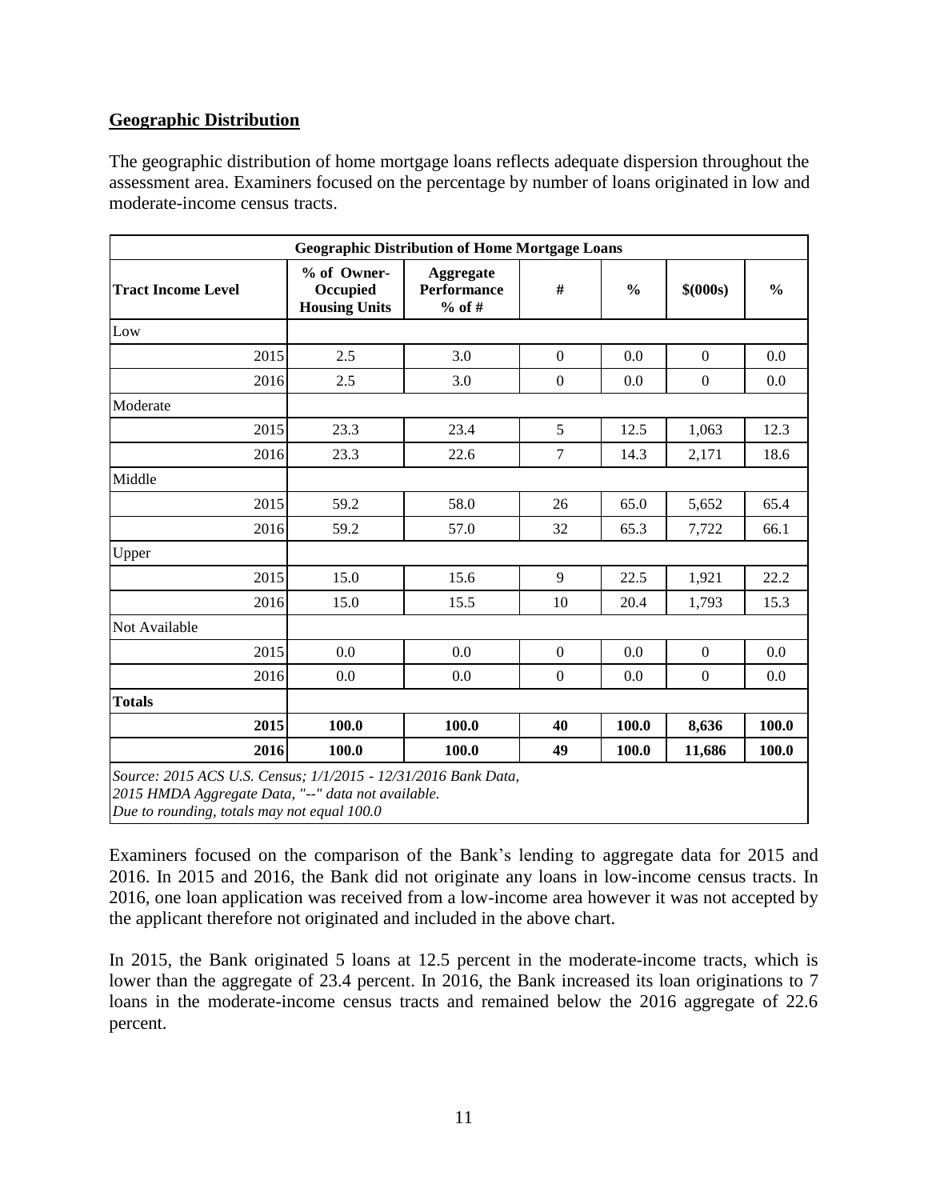## Geographic Distribution

The geographic distribution of home mortgage loans reflects adequate dispersion throughout the assessment area. Examiners focused on the percentage by number of loans originated in low and moderate-income census tracts.

| Geographic Distribution of Home Mortgage Loans | | | | | | |
|---|---|---|---|---|---|---|
| **Tract Income Level** | **% of Owner-Occupied Housing Units** | **Aggregate Performance % of #** | **#** | **%** | **$(000s)** | **%** |
| Low | | | | | | |
| 2015 | 2.5 | 3.0 | 0 | 0.0 | 0 | 0.0 |
| 2016 | 2.5 | 3.0 | 0 | 0.0 | 0 | 0.0 |
| Moderate | | | | | | |
| 2015 | 23.3 | 23.4 | 5 | 12.5 | 1,063 | 12.3 |
| 2016 | 23.3 | 22.6 | 7 | 14.3 | 2,171 | 18.6 |
| Middle | | | | | | |
| 2015 | 59.2 | 58.0 | 26 | 65.0 | 5,652 | 65.4 |
| 2016 | 59.2 | 57.0 | 32 | 65.3 | 7,722 | 66.1 |
| Upper | | | | | | |
| 2015 | 15.0 | 15.6 | 9 | 22.5 | 1,921 | 22.2 |
| 2016 | 15.0 | 15.5 | 10 | 20.4 | 1,793 | 15.3 |
| Not Available | | | | | | |
| 2015 | 0.0 | 0.0 | 0 | 0.0 | 0 | 0.0 |
| 2016 | 0.0 | 0.0 | 0 | 0.0 | 0 | 0.0 |
| **Totals** | | | | | | |
| **2015** | **100.0** | **100.0** | **40** | **100.0** | **8,636** | **100.0** |
| **2016** | **100.0** | **100.0** | **49** | **100.0** | **11,686** | **100.0** |

*Source: 2015 ACS U.S. Census; 1/1/2015 - 12/31/2016 Bank Data, 2015 HMDA Aggregate Data, "--" data not available. Due to rounding, totals may not equal 100.0*

Examiners focused on the comparison of the Bank's lending to aggregate data for 2015 and 2016. In 2015 and 2016, the Bank did not originate any loans in low-income census tracts. In 2016, one loan application was received from a low-income area however it was not accepted by the applicant therefore not originated and included in the above chart.

In 2015, the Bank originated 5 loans at 12.5 percent in the moderate-income tracts, which is lower than the aggregate of 23.4 percent. In 2016, the Bank increased its loan originations to 7 loans in the moderate-income census tracts and remained below the 2016 aggregate of 22.6 percent.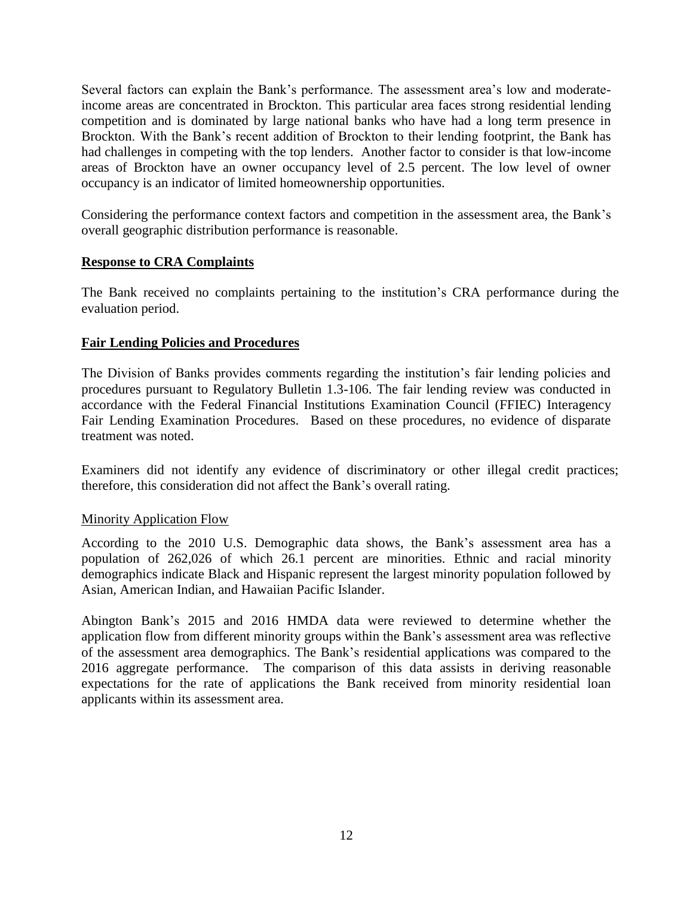Several factors can explain the Bank's performance. The assessment area's low and moderate-income areas are concentrated in Brockton. This particular area faces strong residential lending competition and is dominated by large national banks who have had a long term presence in Brockton. With the Bank's recent addition of Brockton to their lending footprint, the Bank has had challenges in competing with the top lenders. Another factor to consider is that low-income areas of Brockton have an owner occupancy level of 2.5 percent. The low level of owner occupancy is an indicator of limited homeownership opportunities.

Considering the performance context factors and competition in the assessment area, the Bank's overall geographic distribution performance is reasonable.

## Response to CRA Complaints

The Bank received no complaints pertaining to the institution's CRA performance during the evaluation period.

## Fair Lending Policies and Procedures

The Division of Banks provides comments regarding the institution's fair lending policies and procedures pursuant to Regulatory Bulletin 1.3-106. The fair lending review was conducted in accordance with the Federal Financial Institutions Examination Council (FFIEC) Interagency Fair Lending Examination Procedures. Based on these procedures, no evidence of disparate treatment was noted.

Examiners did not identify any evidence of discriminatory or other illegal credit practices; therefore, this consideration did not affect the Bank's overall rating.

### Minority Application Flow

According to the 2010 U.S. Demographic data shows, the Bank's assessment area has a population of 262,026 of which 26.1 percent are minorities. Ethnic and racial minority demographics indicate Black and Hispanic represent the largest minority population followed by Asian, American Indian, and Hawaiian Pacific Islander.

Abington Bank's 2015 and 2016 HMDA data were reviewed to determine whether the application flow from different minority groups within the Bank's assessment area was reflective of the assessment area demographics. The Bank's residential applications was compared to the 2016 aggregate performance. The comparison of this data assists in deriving reasonable expectations for the rate of applications the Bank received from minority residential loan applicants within its assessment area.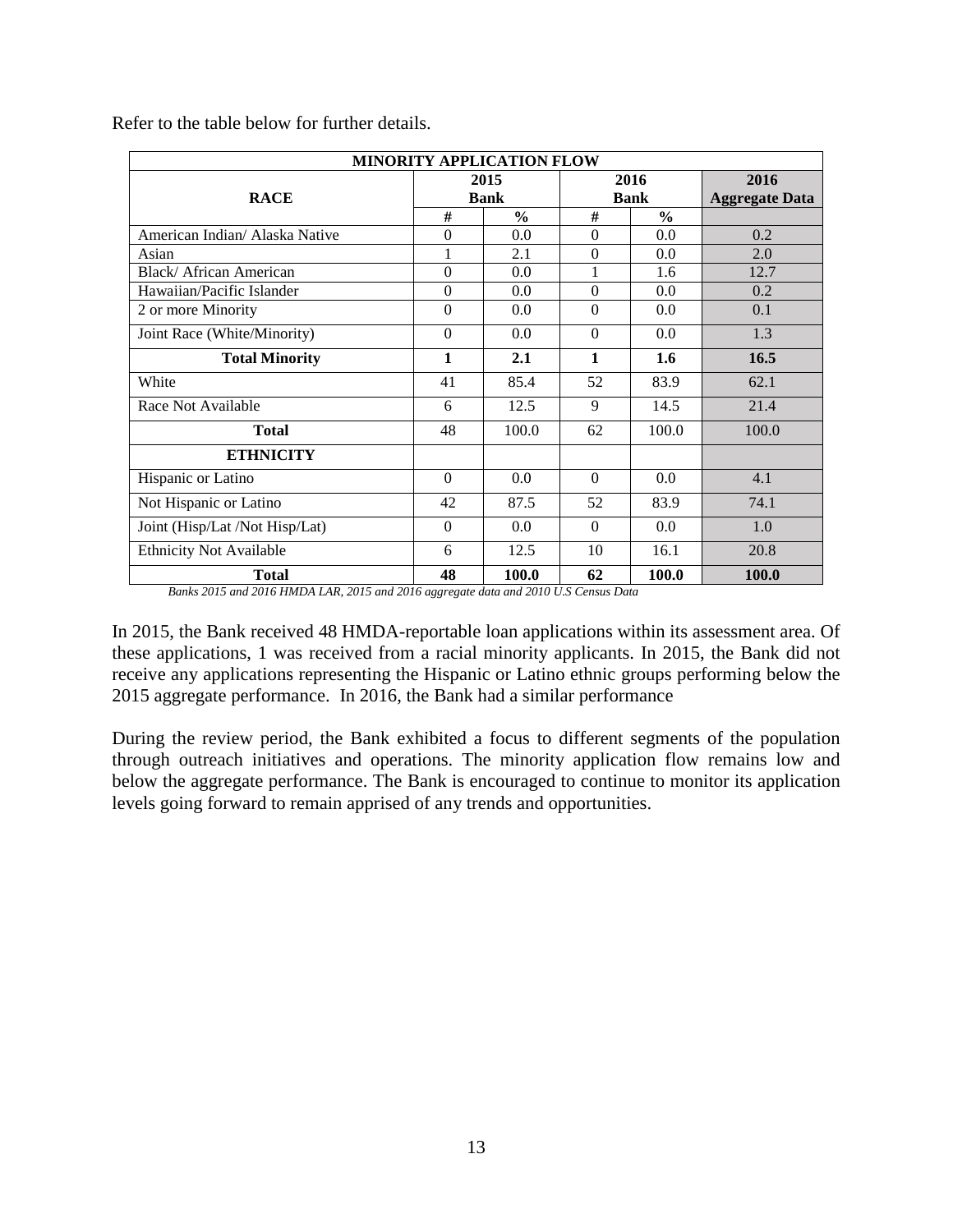Refer to the table below for further details.

| MINORITY APPLICATION FLOW | | | | | |
|---|---|---|---|---|---|
| **RACE** | **2015 Bank** | | **2016 Bank** | | **2016 Aggregate Data** |
| | **#** | **%** | **#** | **%** | |
| American Indian/ Alaska Native | 0 | 0.0 | 0 | 0.0 | 0.2 |
| Asian | 1 | 2.1 | 0 | 0.0 | 2.0 |
| Black/ African American | 0 | 0.0 | 1 | 1.6 | 12.7 |
| Hawaiian/Pacific Islander | 0 | 0.0 | 0 | 0.0 | 0.2 |
| 2 or more Minority | 0 | 0.0 | 0 | 0.0 | 0.1 |
| Joint Race (White/Minority) | 0 | 0.0 | 0 | 0.0 | 1.3 |
| **Total Minority** | **1** | **2.1** | **1** | **1.6** | **16.5** |
| White | 41 | 85.4 | 52 | 83.9 | 62.1 |
| Race Not Available | 6 | 12.5 | 9 | 14.5 | 21.4 |
| **Total** | 48 | 100.0 | 62 | 100.0 | 100.0 |
| **ETHNICITY** | | | | | |
| Hispanic or Latino | 0 | 0.0 | 0 | 0.0 | 4.1 |
| Not Hispanic or Latino | 42 | 87.5 | 52 | 83.9 | 74.1 |
| Joint (Hisp/Lat /Not Hisp/Lat) | 0 | 0.0 | 0 | 0.0 | 1.0 |
| Ethnicity Not Available | 6 | 12.5 | 10 | 16.1 | 20.8 |
| **Total** | **48** | **100.0** | **62** | **100.0** | **100.0** |

*Banks 2015 and 2016 HMDA LAR, 2015 and 2016 aggregate data and 2010 U.S Census Data*

In 2015, the Bank received 48 HMDA-reportable loan applications within its assessment area. Of these applications, 1 was received from a racial minority applicants. In 2015, the Bank did not receive any applications representing the Hispanic or Latino ethnic groups performing below the 2015 aggregate performance. In 2016, the Bank had a similar performance

During the review period, the Bank exhibited a focus to different segments of the population through outreach initiatives and operations. The minority application flow remains low and below the aggregate performance. The Bank is encouraged to continue to monitor its application levels going forward to remain apprised of any trends and opportunities.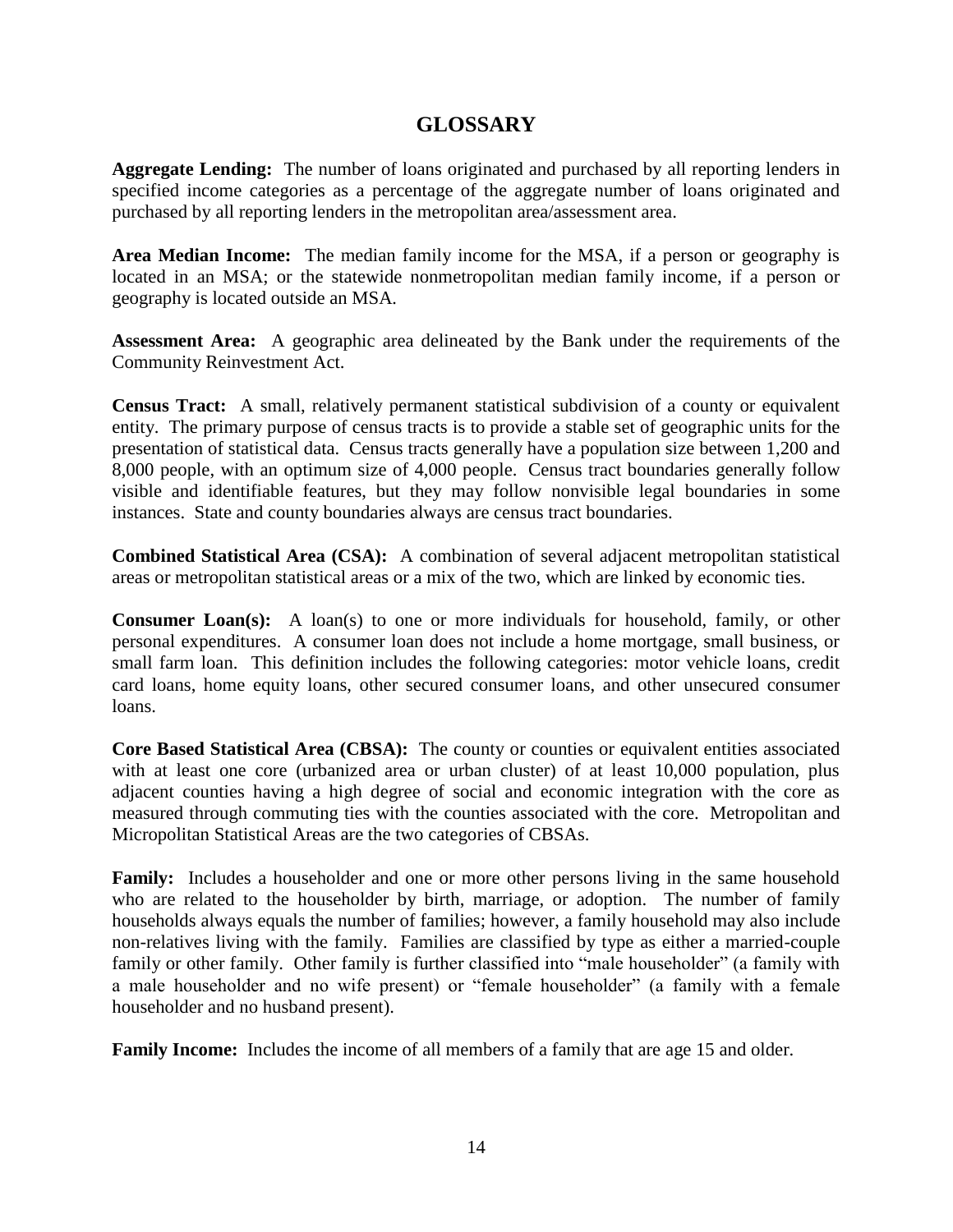# GLOSSARY

**Aggregate Lending:** The number of loans originated and purchased by all reporting lenders in specified income categories as a percentage of the aggregate number of loans originated and purchased by all reporting lenders in the metropolitan area/assessment area.

**Area Median Income:** The median family income for the MSA, if a person or geography is located in an MSA; or the statewide nonmetropolitan median family income, if a person or geography is located outside an MSA.

**Assessment Area:** A geographic area delineated by the Bank under the requirements of the Community Reinvestment Act.

**Census Tract:** A small, relatively permanent statistical subdivision of a county or equivalent entity. The primary purpose of census tracts is to provide a stable set of geographic units for the presentation of statistical data. Census tracts generally have a population size between 1,200 and 8,000 people, with an optimum size of 4,000 people. Census tract boundaries generally follow visible and identifiable features, but they may follow nonvisible legal boundaries in some instances. State and county boundaries always are census tract boundaries.

**Combined Statistical Area (CSA):** A combination of several adjacent metropolitan statistical areas or metropolitan statistical areas or a mix of the two, which are linked by economic ties.

**Consumer Loan(s):** A loan(s) to one or more individuals for household, family, or other personal expenditures. A consumer loan does not include a home mortgage, small business, or small farm loan. This definition includes the following categories: motor vehicle loans, credit card loans, home equity loans, other secured consumer loans, and other unsecured consumer loans.

**Core Based Statistical Area (CBSA):** The county or counties or equivalent entities associated with at least one core (urbanized area or urban cluster) of at least 10,000 population, plus adjacent counties having a high degree of social and economic integration with the core as measured through commuting ties with the counties associated with the core. Metropolitan and Micropolitan Statistical Areas are the two categories of CBSAs.

**Family:** Includes a householder and one or more other persons living in the same household who are related to the householder by birth, marriage, or adoption. The number of family households always equals the number of families; however, a family household may also include non-relatives living with the family. Families are classified by type as either a married-couple family or other family. Other family is further classified into "male householder" (a family with a male householder and no wife present) or "female householder" (a family with a female householder and no husband present).

**Family Income:** Includes the income of all members of a family that are age 15 and older.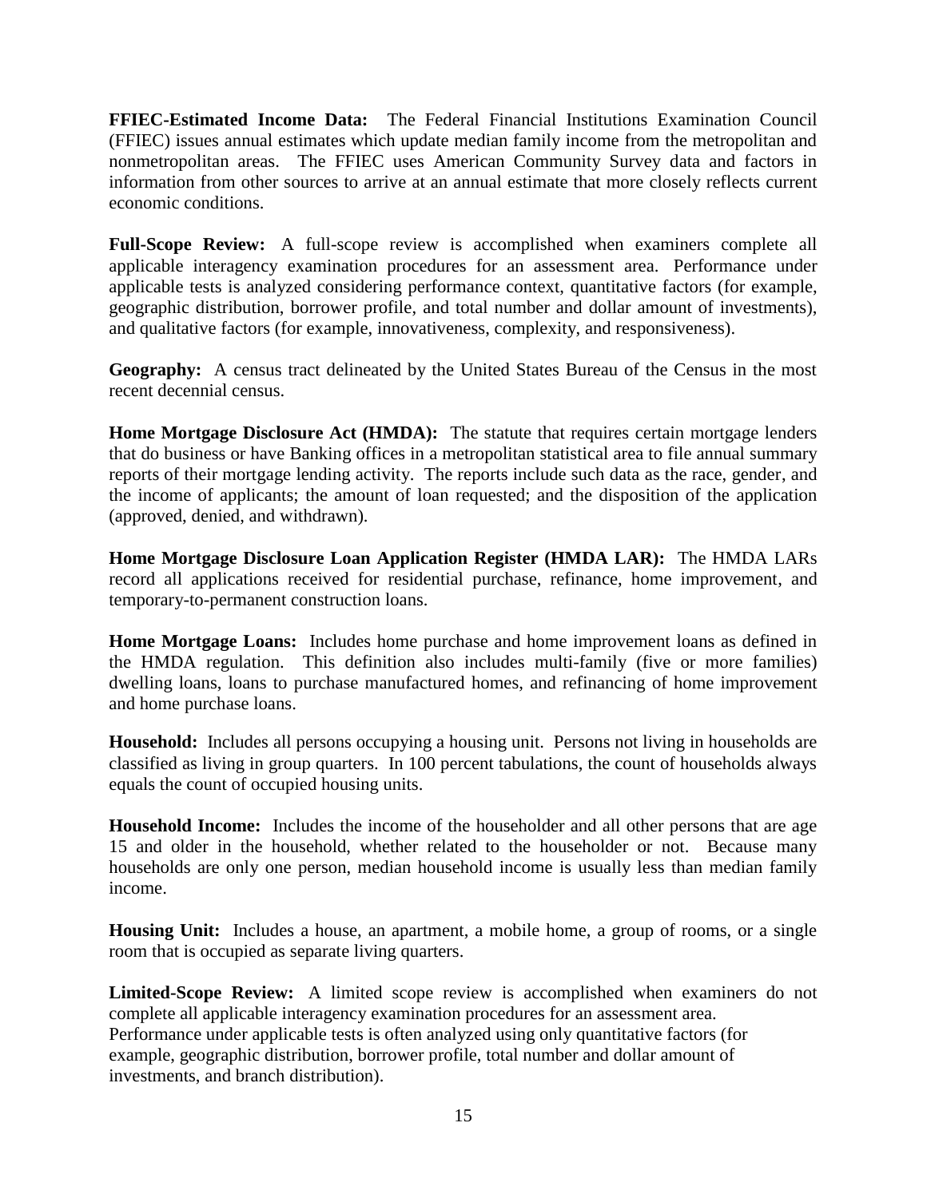**FFIEC-Estimated Income Data:** The Federal Financial Institutions Examination Council (FFIEC) issues annual estimates which update median family income from the metropolitan and nonmetropolitan areas. The FFIEC uses American Community Survey data and factors in information from other sources to arrive at an annual estimate that more closely reflects current economic conditions.

**Full-Scope Review:** A full-scope review is accomplished when examiners complete all applicable interagency examination procedures for an assessment area. Performance under applicable tests is analyzed considering performance context, quantitative factors (for example, geographic distribution, borrower profile, and total number and dollar amount of investments), and qualitative factors (for example, innovativeness, complexity, and responsiveness).

**Geography:** A census tract delineated by the United States Bureau of the Census in the most recent decennial census.

**Home Mortgage Disclosure Act (HMDA):** The statute that requires certain mortgage lenders that do business or have Banking offices in a metropolitan statistical area to file annual summary reports of their mortgage lending activity. The reports include such data as the race, gender, and the income of applicants; the amount of loan requested; and the disposition of the application (approved, denied, and withdrawn).

**Home Mortgage Disclosure Loan Application Register (HMDA LAR):** The HMDA LARs record all applications received for residential purchase, refinance, home improvement, and temporary-to-permanent construction loans.

**Home Mortgage Loans:** Includes home purchase and home improvement loans as defined in the HMDA regulation. This definition also includes multi-family (five or more families) dwelling loans, loans to purchase manufactured homes, and refinancing of home improvement and home purchase loans.

**Household:** Includes all persons occupying a housing unit. Persons not living in households are classified as living in group quarters. In 100 percent tabulations, the count of households always equals the count of occupied housing units.

**Household Income:** Includes the income of the householder and all other persons that are age 15 and older in the household, whether related to the householder or not. Because many households are only one person, median household income is usually less than median family income.

**Housing Unit:** Includes a house, an apartment, a mobile home, a group of rooms, or a single room that is occupied as separate living quarters.

**Limited-Scope Review:** A limited scope review is accomplished when examiners do not complete all applicable interagency examination procedures for an assessment area. Performance under applicable tests is often analyzed using only quantitative factors (for example, geographic distribution, borrower profile, total number and dollar amount of investments, and branch distribution).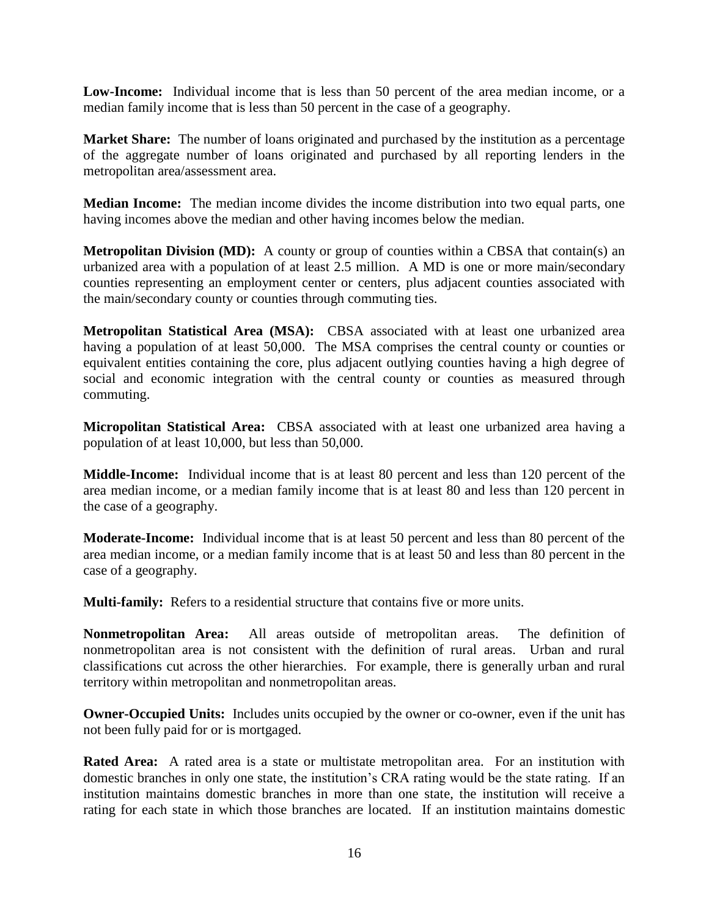**Low-Income:** Individual income that is less than 50 percent of the area median income, or a median family income that is less than 50 percent in the case of a geography.

**Market Share:** The number of loans originated and purchased by the institution as a percentage of the aggregate number of loans originated and purchased by all reporting lenders in the metropolitan area/assessment area.

**Median Income:** The median income divides the income distribution into two equal parts, one having incomes above the median and other having incomes below the median.

**Metropolitan Division (MD):** A county or group of counties within a CBSA that contain(s) an urbanized area with a population of at least 2.5 million. A MD is one or more main/secondary counties representing an employment center or centers, plus adjacent counties associated with the main/secondary county or counties through commuting ties.

**Metropolitan Statistical Area (MSA):** CBSA associated with at least one urbanized area having a population of at least 50,000. The MSA comprises the central county or counties or equivalent entities containing the core, plus adjacent outlying counties having a high degree of social and economic integration with the central county or counties as measured through commuting.

**Micropolitan Statistical Area:** CBSA associated with at least one urbanized area having a population of at least 10,000, but less than 50,000.

**Middle-Income:** Individual income that is at least 80 percent and less than 120 percent of the area median income, or a median family income that is at least 80 and less than 120 percent in the case of a geography.

**Moderate-Income:** Individual income that is at least 50 percent and less than 80 percent of the area median income, or a median family income that is at least 50 and less than 80 percent in the case of a geography.

**Multi-family:** Refers to a residential structure that contains five or more units.

**Nonmetropolitan Area:** All areas outside of metropolitan areas. The definition of nonmetropolitan area is not consistent with the definition of rural areas. Urban and rural classifications cut across the other hierarchies. For example, there is generally urban and rural territory within metropolitan and nonmetropolitan areas.

**Owner-Occupied Units:** Includes units occupied by the owner or co-owner, even if the unit has not been fully paid for or is mortgaged.

**Rated Area:** A rated area is a state or multistate metropolitan area. For an institution with domestic branches in only one state, the institution's CRA rating would be the state rating. If an institution maintains domestic branches in more than one state, the institution will receive a rating for each state in which those branches are located. If an institution maintains domestic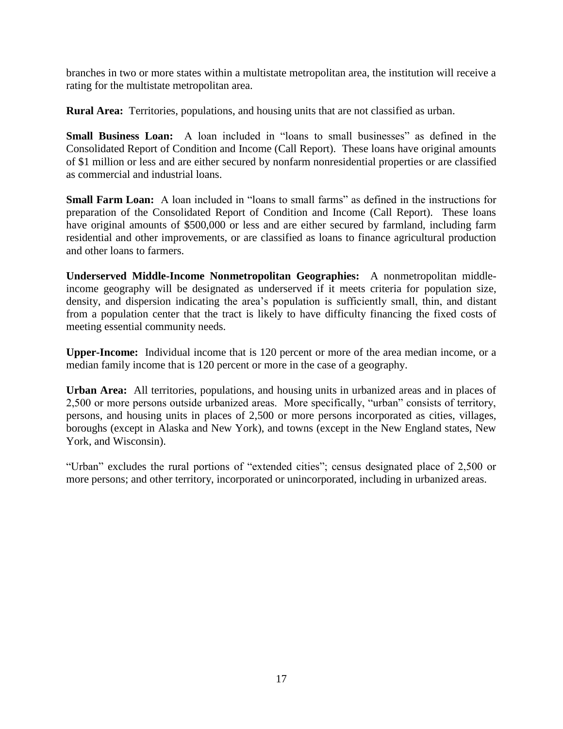branches in two or more states within a multistate metropolitan area, the institution will receive a rating for the multistate metropolitan area.

**Rural Area:** Territories, populations, and housing units that are not classified as urban.

**Small Business Loan:** A loan included in "loans to small businesses" as defined in the Consolidated Report of Condition and Income (Call Report). These loans have original amounts of $1 million or less and are either secured by nonfarm nonresidential properties or are classified as commercial and industrial loans.

**Small Farm Loan:** A loan included in "loans to small farms" as defined in the instructions for preparation of the Consolidated Report of Condition and Income (Call Report). These loans have original amounts of $500,000 or less and are either secured by farmland, including farm residential and other improvements, or are classified as loans to finance agricultural production and other loans to farmers.

**Underserved Middle-Income Nonmetropolitan Geographies:** A nonmetropolitan middle-income geography will be designated as underserved if it meets criteria for population size, density, and dispersion indicating the area's population is sufficiently small, thin, and distant from a population center that the tract is likely to have difficulty financing the fixed costs of meeting essential community needs.

**Upper-Income:** Individual income that is 120 percent or more of the area median income, or a median family income that is 120 percent or more in the case of a geography.

**Urban Area:** All territories, populations, and housing units in urbanized areas and in places of 2,500 or more persons outside urbanized areas. More specifically, "urban" consists of territory, persons, and housing units in places of 2,500 or more persons incorporated as cities, villages, boroughs (except in Alaska and New York), and towns (except in the New England states, New York, and Wisconsin).

"Urban" excludes the rural portions of "extended cities"; census designated place of 2,500 or more persons; and other territory, incorporated or unincorporated, including in urbanized areas.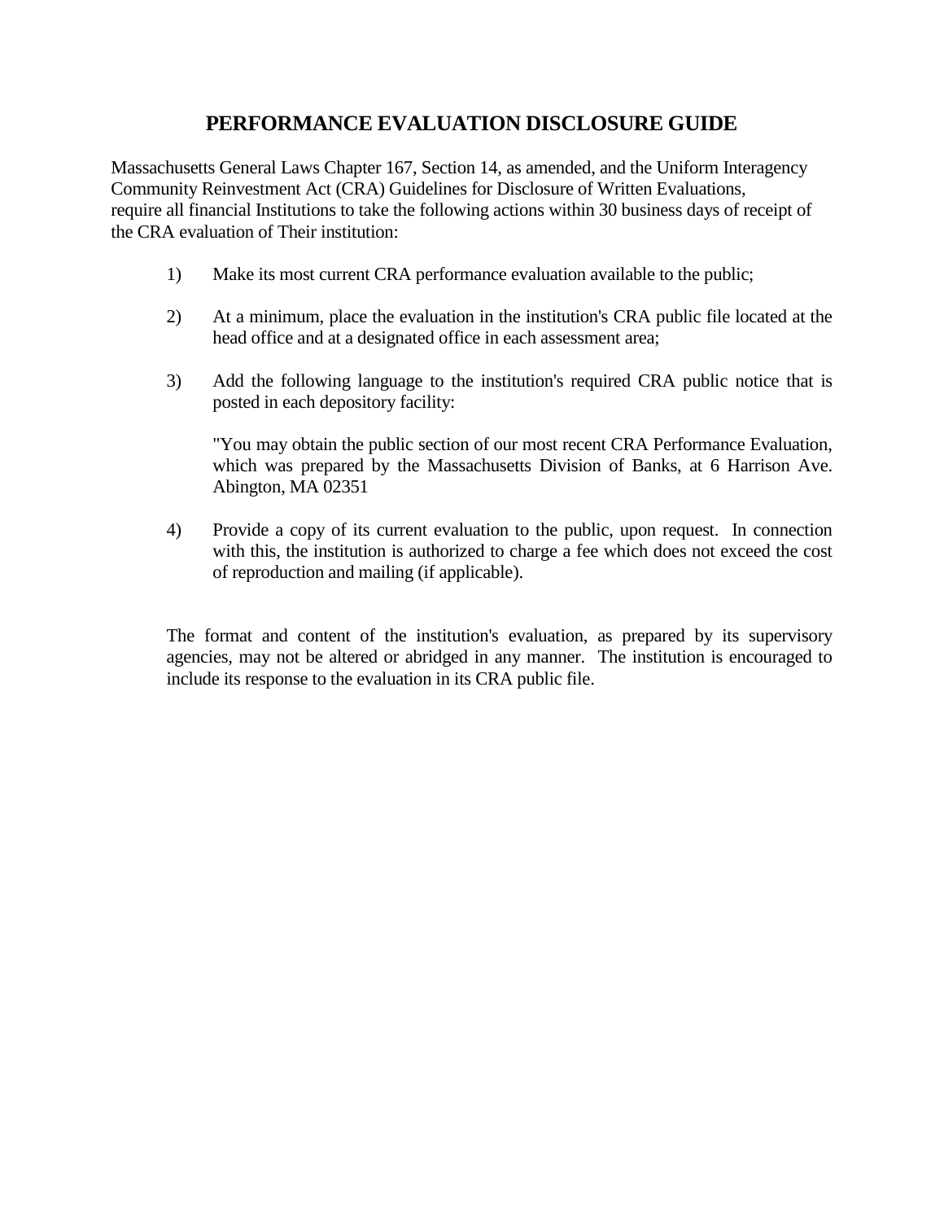# PERFORMANCE EVALUATION DISCLOSURE GUIDE

Massachusetts General Laws Chapter 167, Section 14, as amended, and the Uniform Interagency Community Reinvestment Act (CRA) Guidelines for Disclosure of Written Evaluations, require all financial Institutions to take the following actions within 30 business days of receipt of the CRA evaluation of Their institution:

1) Make its most current CRA performance evaluation available to the public;

2) At a minimum, place the evaluation in the institution's CRA public file located at the head office and at a designated office in each assessment area;

3) Add the following language to the institution's required CRA public notice that is posted in each depository facility:

   "You may obtain the public section of our most recent CRA Performance Evaluation, which was prepared by the Massachusetts Division of Banks, at 6 Harrison Ave. Abington, MA 02351

4) Provide a copy of its current evaluation to the public, upon request. In connection with this, the institution is authorized to charge a fee which does not exceed the cost of reproduction and mailing (if applicable).

The format and content of the institution's evaluation, as prepared by its supervisory agencies, may not be altered or abridged in any manner. The institution is encouraged to include its response to the evaluation in its CRA public file.